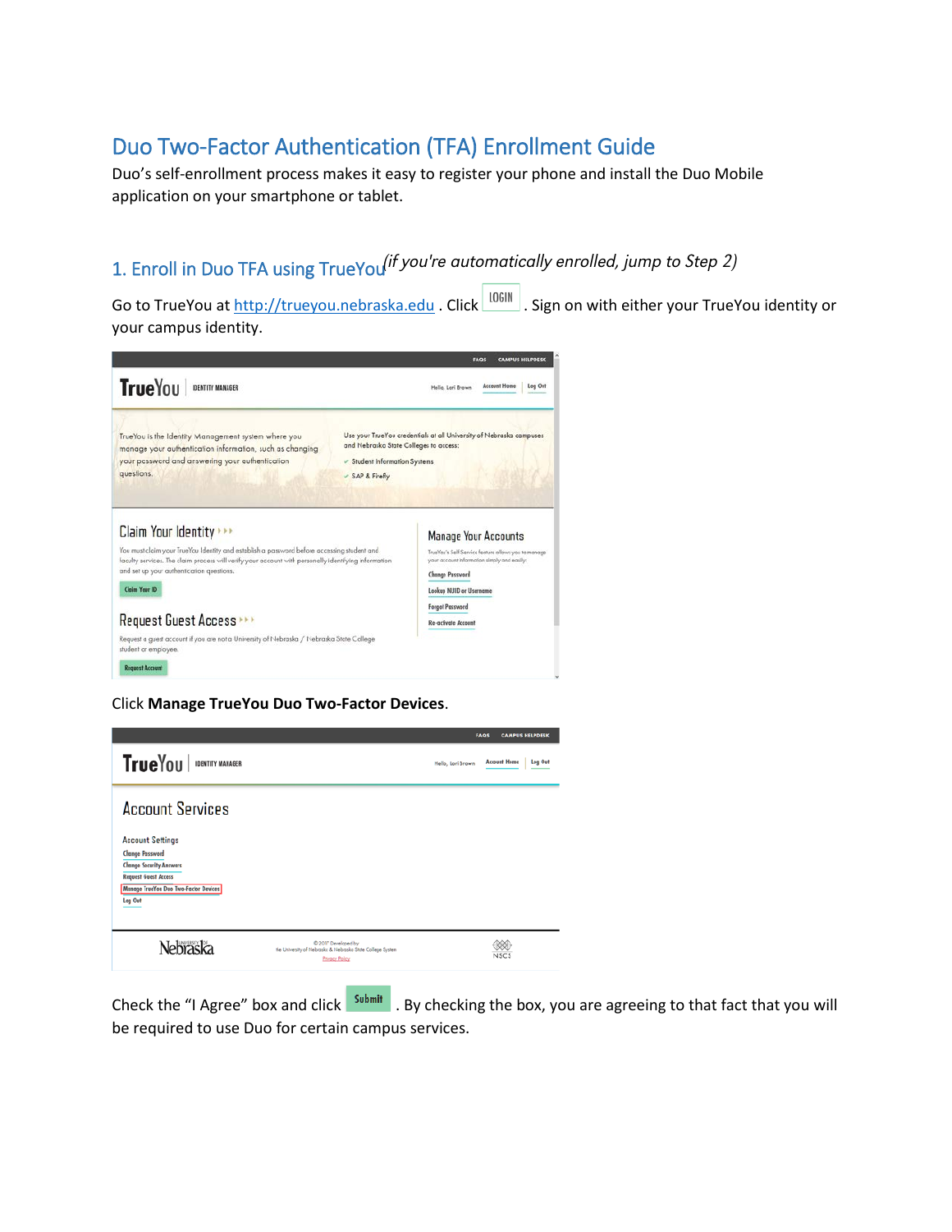# Duo Two-Factor Authentication (TFA) Enrollment Guide

Duo's self-enrollment process makes it easy to register your phone and install the Duo Mobile application on your smartphone or tablet.

## 1. Enroll in Duo TFA using TrueYou *(if you're automatically enrolled, jump to Step 2)*

Go to TrueYou at http://trueyou.nebraska.edu . Click LOGIN . Sign on with either your TrueYou identity or your campus identity.

Click **Manage TrueYou Duo Two-Factor Devices**.

Check the "I Agree" box and click Submit . By checking the box, you are agreeing to that fact that you will be required to use Duo for certain campus services.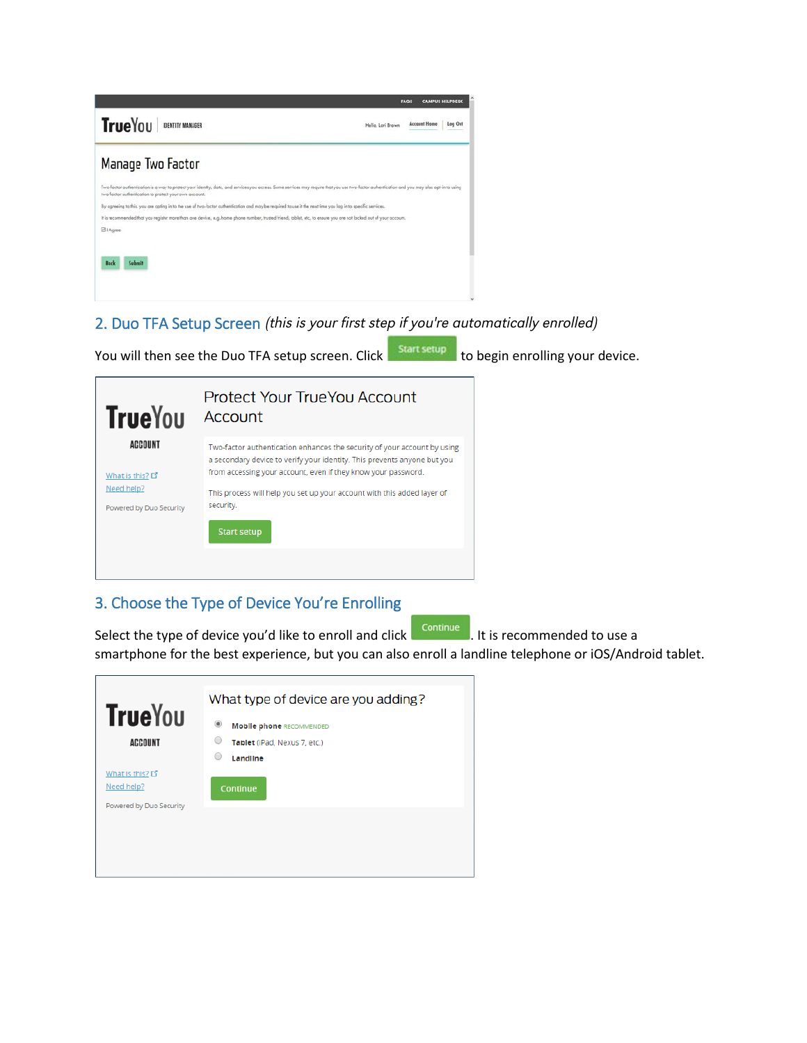## 2. Duo TFA Setup Screen *(this is your first step if you're automatically enrolled)*

You will then see the Duo TFA setup screen. Click **Start setup** to begin enrolling your device.

## 3. Choose the Type of Device You're Enrolling

Select the type of device you'd like to enroll and click **Continue**. It is recommended to use a smartphone for the best experience, but you can also enroll a landline telephone or iOS/Android tablet.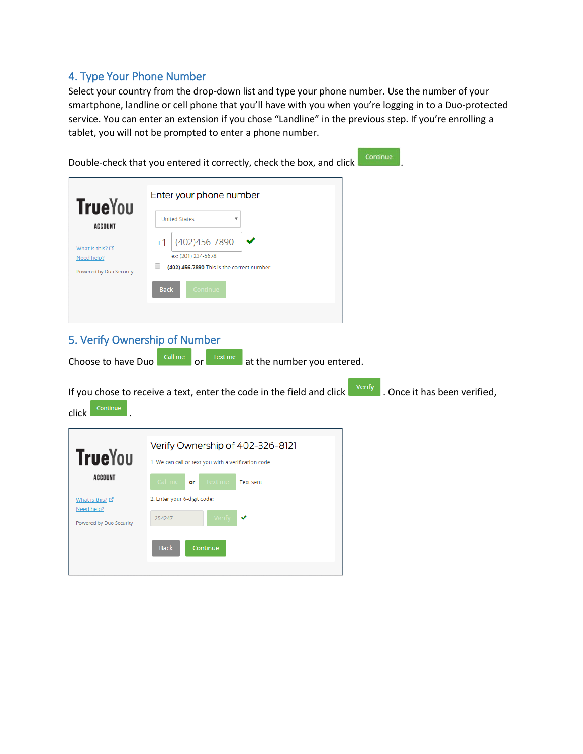## 4. Type Your Phone Number

Select your country from the drop-down list and type your phone number. Use the number of your smartphone, landline or cell phone that you'll have with you when you're logging in to a Duo-protected service. You can enter an extension if you chose "Landline" in the previous step. If you're enrolling a tablet, you will not be prompted to enter a phone number.

Double-check that you entered it correctly, check the box, and click Continue.

TrueYou ACCOUNT

What is this?
Need help?

Powered by Duo Security

Enter your phone number

United States

+1 (402)456-7890

ex: (201) 234-5678

**(402) 456-7890** This is the correct number.

Back Continue

## 5. Verify Ownership of Number

Choose to have Duo Call me or Text me at the number you entered.

If you chose to receive a text, enter the code in the field and click Verify. Once it has been verified, click Continue.

TrueYou ACCOUNT

What is this?
Need help?

Powered by Duo Security

Verify Ownership of 402-326-8121

1. We can call or text you with a verification code.

Call me or Text me Text sent

2. Enter your 6-digit code:

254247 Verify

Back Continue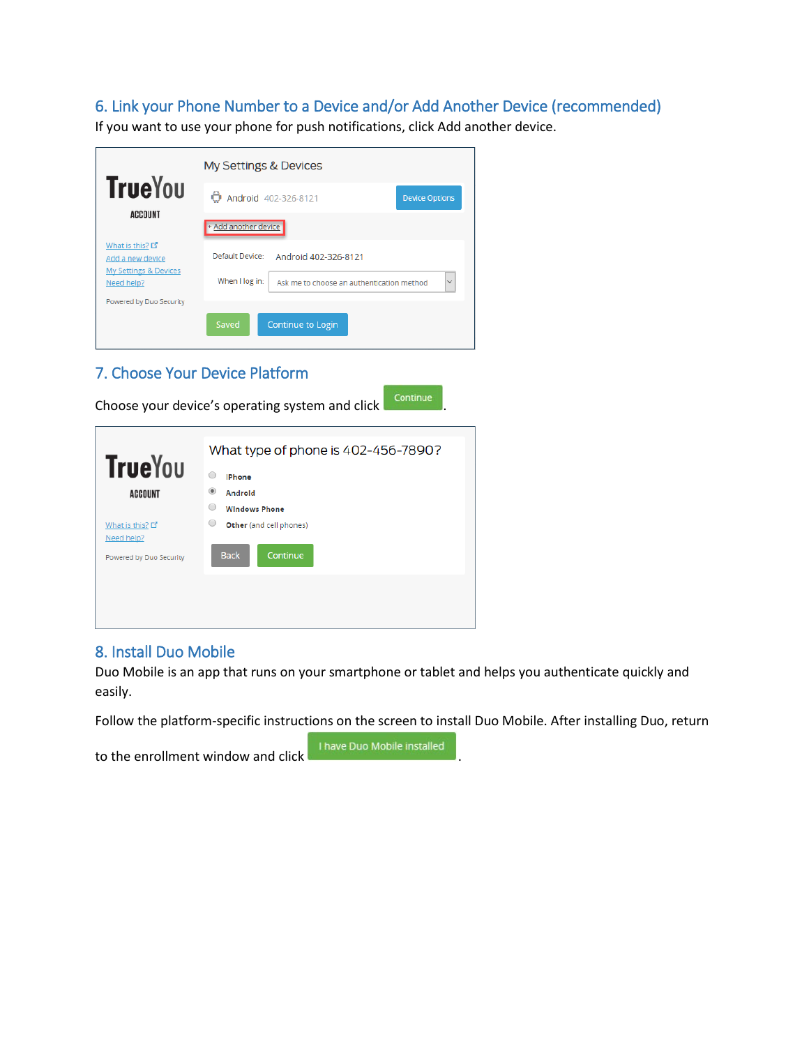## 6. Link your Phone Number to a Device and/or Add Another Device (recommended)

If you want to use your phone for push notifications, click Add another device.

TrueYou ACCOUNT

What is this?
Add a new device
My Settings & Devices
Need help?

Powered by Duo Security

My Settings & Devices

Android 402-326-8121 | Device Options

+ Add another device

Default Device: Android 402-326-8121

When I log in: Ask me to choose an authentication method

Saved | Continue to Login

## 7. Choose Your Device Platform

Choose your device's operating system and click Continue.

TrueYou ACCOUNT

What is this?
Need help?

Powered by Duo Security

What type of phone is 402-456-7890?

- iPhone
- Android
- Windows Phone
- Other (and cell phones)

Back | Continue

## 8. Install Duo Mobile

Duo Mobile is an app that runs on your smartphone or tablet and helps you authenticate quickly and easily.

Follow the platform-specific instructions on the screen to install Duo Mobile. After installing Duo, return to the enrollment window and click I have Duo Mobile installed.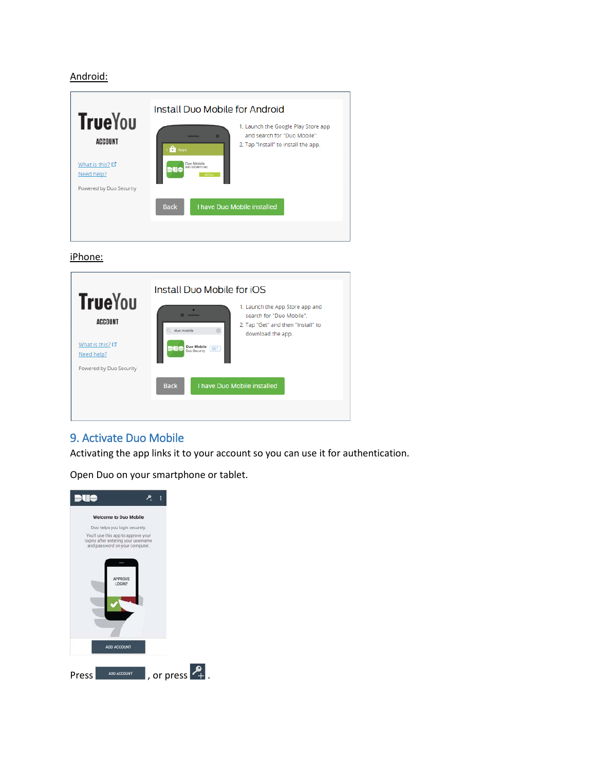Android:

iPhone:

## 9. Activate Duo Mobile

Activating the app links it to your account so you can use it for authentication.

Open Duo on your smartphone or tablet.

Press ADD ACCOUNT , or press .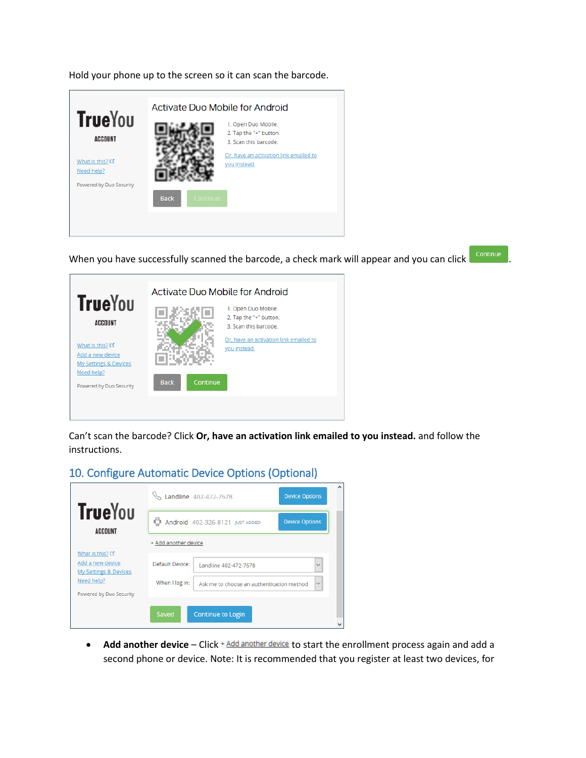Hold your phone up to the screen so it can scan the barcode.

When you have successfully scanned the barcode, a check mark will appear and you can click Continue.

Can't scan the barcode? Click **Or, have an activation link emailed to you instead.** and follow the instructions.

## 10. Configure Automatic Device Options (Optional)

- **Add another device** – Click + Add another device to start the enrollment process again and add a second phone or device. Note: It is recommended that you register at least two devices, for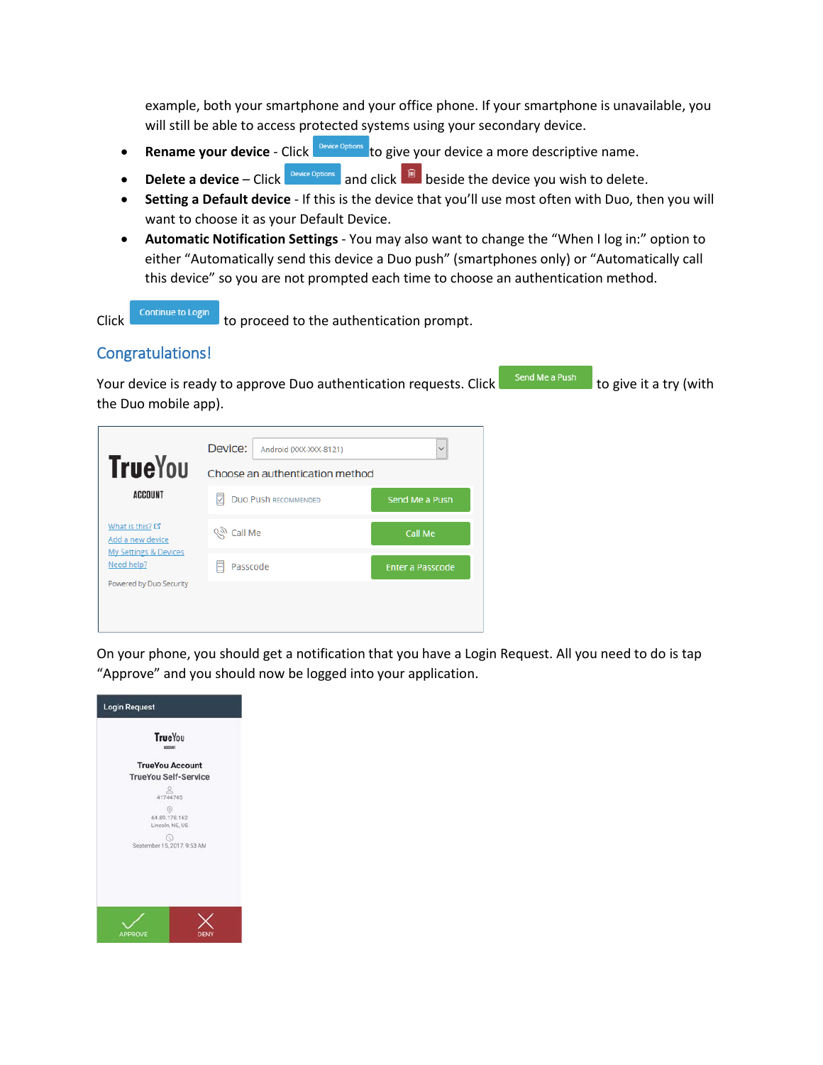example, both your smartphone and your office phone. If your smartphone is unavailable, you will still be able to access protected systems using your secondary device.

- **Rename your device** - Click Device Options to give your device a more descriptive name.
- **Delete a device** – Click Device Options and click beside the device you wish to delete.
- **Setting a Default device** - If this is the device that you'll use most often with Duo, then you will want to choose it as your Default Device.
- **Automatic Notification Settings** - You may also want to change the "When I log in:" option to either "Automatically send this device a Duo push" (smartphones only) or "Automatically call this device" so you are not prompted each time to choose an authentication method.

Click Continue to Login to proceed to the authentication prompt.

## Congratulations!

Your device is ready to approve Duo authentication requests. Click Send Me a Push to give it a try (with the Duo mobile app).

On your phone, you should get a notification that you have a Login Request. All you need to do is tap "Approve" and you should now be logged into your application.